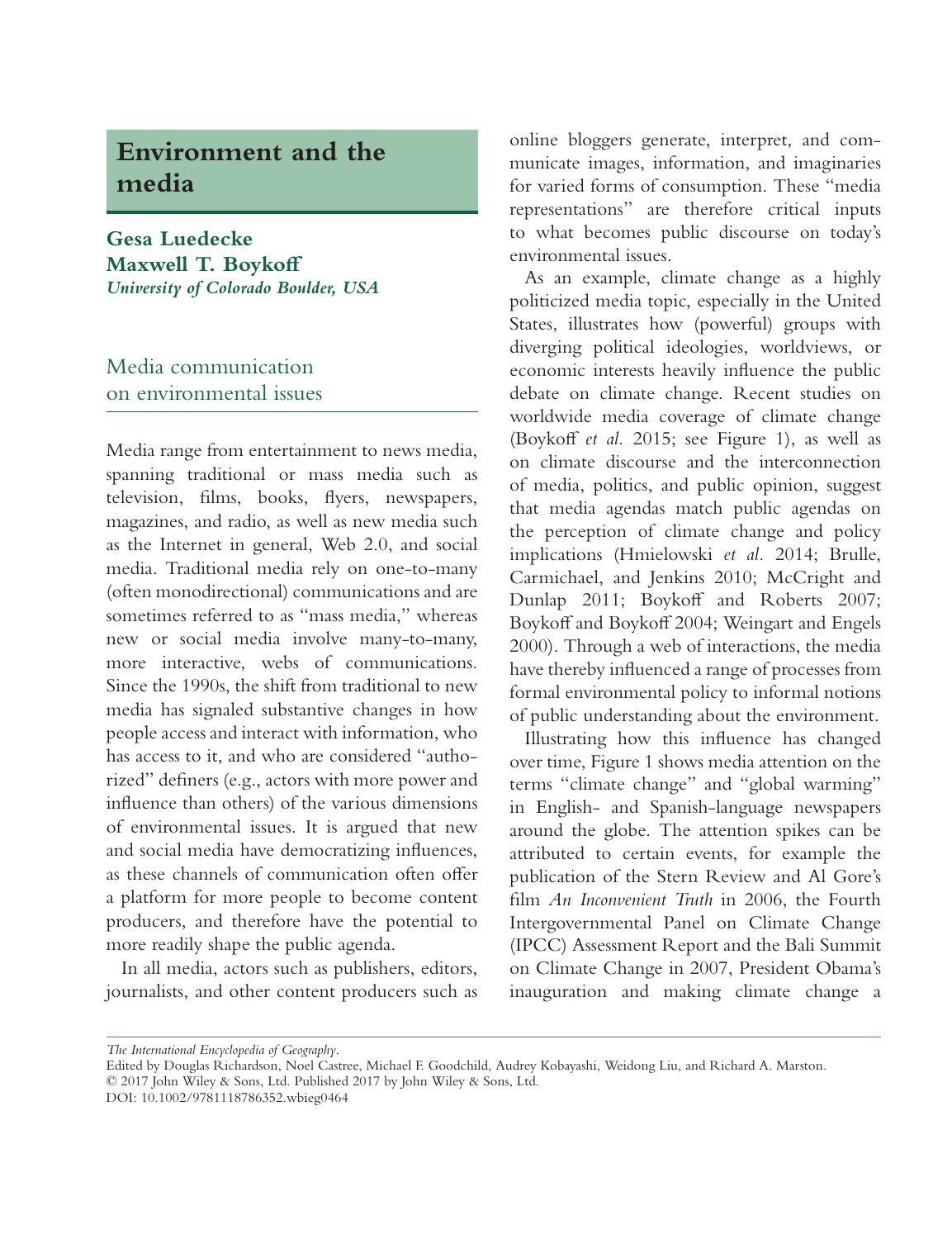# Environment and the media

**Gesa Luedecke**
**Maxwell T. Boykoff**
***University of Colorado Boulder, USA***

## Media communication on environmental issues

Media range from entertainment to news media, spanning traditional or mass media such as television, films, books, flyers, newspapers, magazines, and radio, as well as new media such as the Internet in general, Web 2.0, and social media. Traditional media rely on one-to-many (often monodirectional) communications and are sometimes referred to as "mass media," whereas new or social media involve many-to-many, more interactive, webs of communications. Since the 1990s, the shift from traditional to new media has signaled substantive changes in how people access and interact with information, who has access to it, and who are considered "authorized" definers (e.g., actors with more power and influence than others) of the various dimensions of environmental issues. It is argued that new and social media have democratizing influences, as these channels of communication often offer a platform for more people to become content producers, and therefore have the potential to more readily shape the public agenda.

In all media, actors such as publishers, editors, journalists, and other content producers such as online bloggers generate, interpret, and communicate images, information, and imaginaries for varied forms of consumption. These "media representations" are therefore critical inputs to what becomes public discourse on today's environmental issues.

As an example, climate change as a highly politicized media topic, especially in the United States, illustrates how (powerful) groups with diverging political ideologies, worldviews, or economic interests heavily influence the public debate on climate change. Recent studies on worldwide media coverage of climate change (Boykoff *et al.* 2015; see Figure 1), as well as on climate discourse and the interconnection of media, politics, and public opinion, suggest that media agendas match public agendas on the perception of climate change and policy implications (Hmielowski *et al.* 2014; Brulle, Carmichael, and Jenkins 2010; McCright and Dunlap 2011; Boykoff and Roberts 2007; Boykoff and Boykoff 2004; Weingart and Engels 2000). Through a web of interactions, the media have thereby influenced a range of processes from formal environmental policy to informal notions of public understanding about the environment.

Illustrating how this influence has changed over time, Figure 1 shows media attention on the terms "climate change" and "global warming" in English- and Spanish-language newspapers around the globe. The attention spikes can be attributed to certain events, for example the publication of the Stern Review and Al Gore's film *An Inconvenient Truth* in 2006, the Fourth Intergovernmental Panel on Climate Change (IPCC) Assessment Report and the Bali Summit on Climate Change in 2007, President Obama's inauguration and making climate change a

*The International Encyclopedia of Geography*.
Edited by Douglas Richardson, Noel Castree, Michael F. Goodchild, Audrey Kobayashi, Weidong Liu, and Richard A. Marston.
© 2017 John Wiley & Sons, Ltd. Published 2017 by John Wiley & Sons, Ltd.
DOI: 10.1002/9781118786352.wbieg0464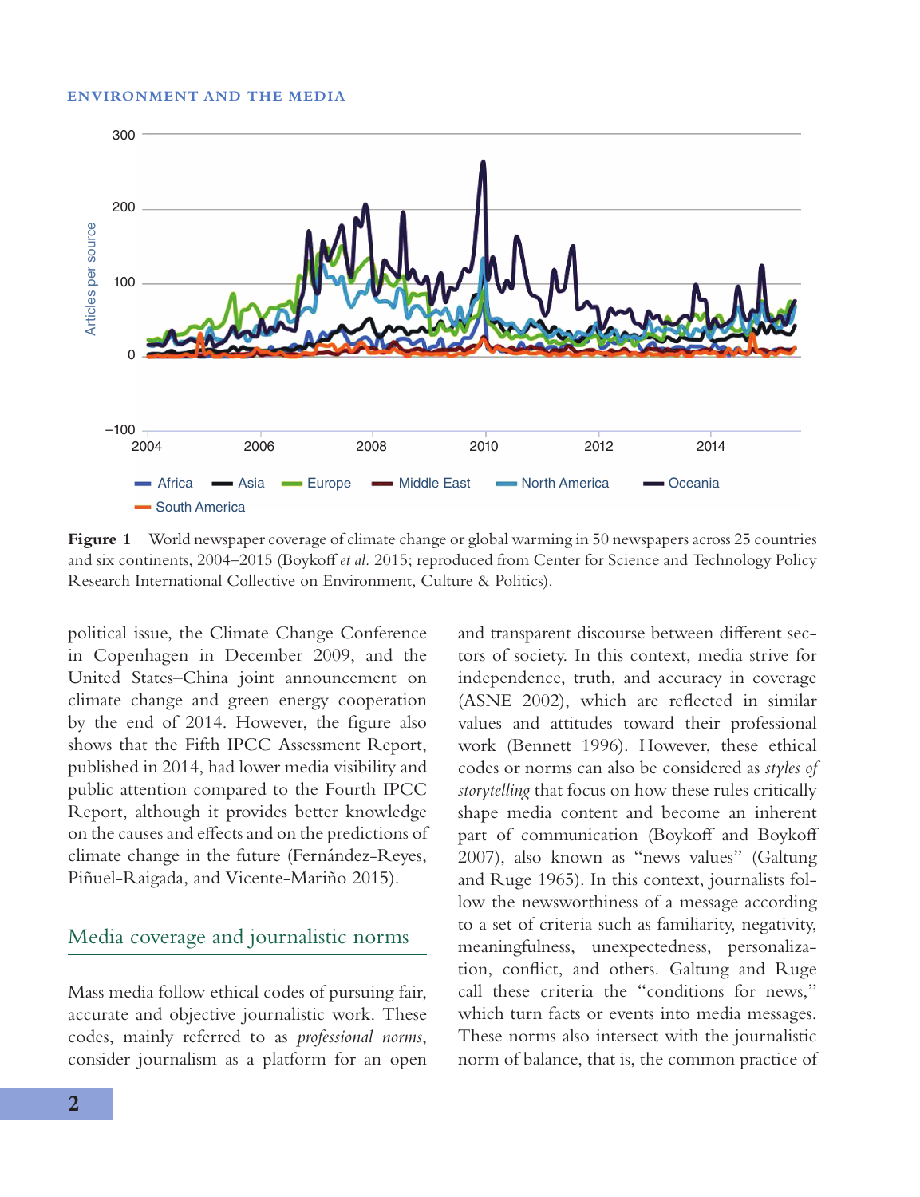Figure 1 World newspaper coverage of climate change or global warming in 50 newspapers across 25 countries and six continents, 2004–2015 (Boykoff *et al.* 2015; reproduced from Center for Science and Technology Policy Research International Collective on Environment, Culture & Politics).

political issue, the Climate Change Conference in Copenhagen in December 2009, and the United States–China joint announcement on climate change and green energy cooperation by the end of 2014. However, the figure also shows that the Fifth IPCC Assessment Report, published in 2014, had lower media visibility and public attention compared to the Fourth IPCC Report, although it provides better knowledge on the causes and effects and on the predictions of climate change in the future (Fernández-Reyes, Piñuel-Raigada, and Vicente-Mariño 2015).

## Media coverage and journalistic norms

Mass media follow ethical codes of pursuing fair, accurate and objective journalistic work. These codes, mainly referred to as *professional norms*, consider journalism as a platform for an open and transparent discourse between different sectors of society. In this context, media strive for independence, truth, and accuracy in coverage (ASNE 2002), which are reflected in similar values and attitudes toward their professional work (Bennett 1996). However, these ethical codes or norms can also be considered as *styles of storytelling* that focus on how these rules critically shape media content and become an inherent part of communication (Boykoff and Boykoff 2007), also known as "news values" (Galtung and Ruge 1965). In this context, journalists follow the newsworthiness of a message according to a set of criteria such as familiarity, negativity, meaningfulness, unexpectedness, personalization, conflict, and others. Galtung and Ruge call these criteria the "conditions for news," which turn facts or events into media messages. These norms also intersect with the journalistic norm of balance, that is, the common practice of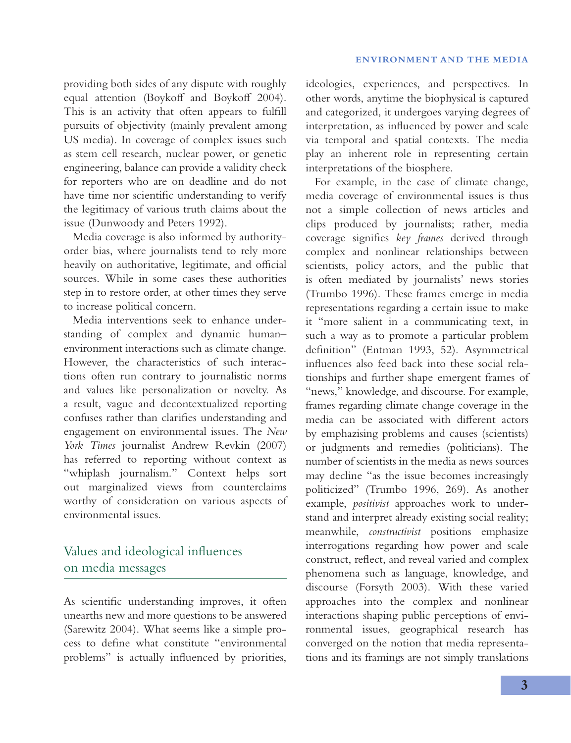providing both sides of any dispute with roughly equal attention (Boykoff and Boykoff 2004). This is an activity that often appears to fulfill pursuits of objectivity (mainly prevalent among US media). In coverage of complex issues such as stem cell research, nuclear power, or genetic engineering, balance can provide a validity check for reporters who are on deadline and do not have time nor scientific understanding to verify the legitimacy of various truth claims about the issue (Dunwoody and Peters 1992).

Media coverage is also informed by authority-order bias, where journalists tend to rely more heavily on authoritative, legitimate, and official sources. While in some cases these authorities step in to restore order, at other times they serve to increase political concern.

Media interventions seek to enhance understanding of complex and dynamic human–environment interactions such as climate change. However, the characteristics of such interactions often run contrary to journalistic norms and values like personalization or novelty. As a result, vague and decontextualized reporting confuses rather than clarifies understanding and engagement on environmental issues. The *New York Times* journalist Andrew Revkin (2007) has referred to reporting without context as "whiplash journalism." Context helps sort out marginalized views from counterclaims worthy of consideration on various aspects of environmental issues.

## Values and ideological influences on media messages

As scientific understanding improves, it often unearths new and more questions to be answered (Sarewitz 2004). What seems like a simple process to define what constitute "environmental problems" is actually influenced by priorities, ideologies, experiences, and perspectives. In other words, anytime the biophysical is captured and categorized, it undergoes varying degrees of interpretation, as influenced by power and scale via temporal and spatial contexts. The media play an inherent role in representing certain interpretations of the biosphere.

For example, in the case of climate change, media coverage of environmental issues is thus not a simple collection of news articles and clips produced by journalists; rather, media coverage signifies *key frames* derived through complex and nonlinear relationships between scientists, policy actors, and the public that is often mediated by journalists' news stories (Trumbo 1996). These frames emerge in media representations regarding a certain issue to make it "more salient in a communicating text, in such a way as to promote a particular problem definition" (Entman 1993, 52). Asymmetrical influences also feed back into these social relationships and further shape emergent frames of "news," knowledge, and discourse. For example, frames regarding climate change coverage in the media can be associated with different actors by emphasizing problems and causes (scientists) or judgments and remedies (politicians). The number of scientists in the media as news sources may decline "as the issue becomes increasingly politicized" (Trumbo 1996, 269). As another example, *positivist* approaches work to understand and interpret already existing social reality; meanwhile, *constructivist* positions emphasize interrogations regarding how power and scale construct, reflect, and reveal varied and complex phenomena such as language, knowledge, and discourse (Forsyth 2003). With these varied approaches into the complex and nonlinear interactions shaping public perceptions of environmental issues, geographical research has converged on the notion that media representations and its framings are not simply translations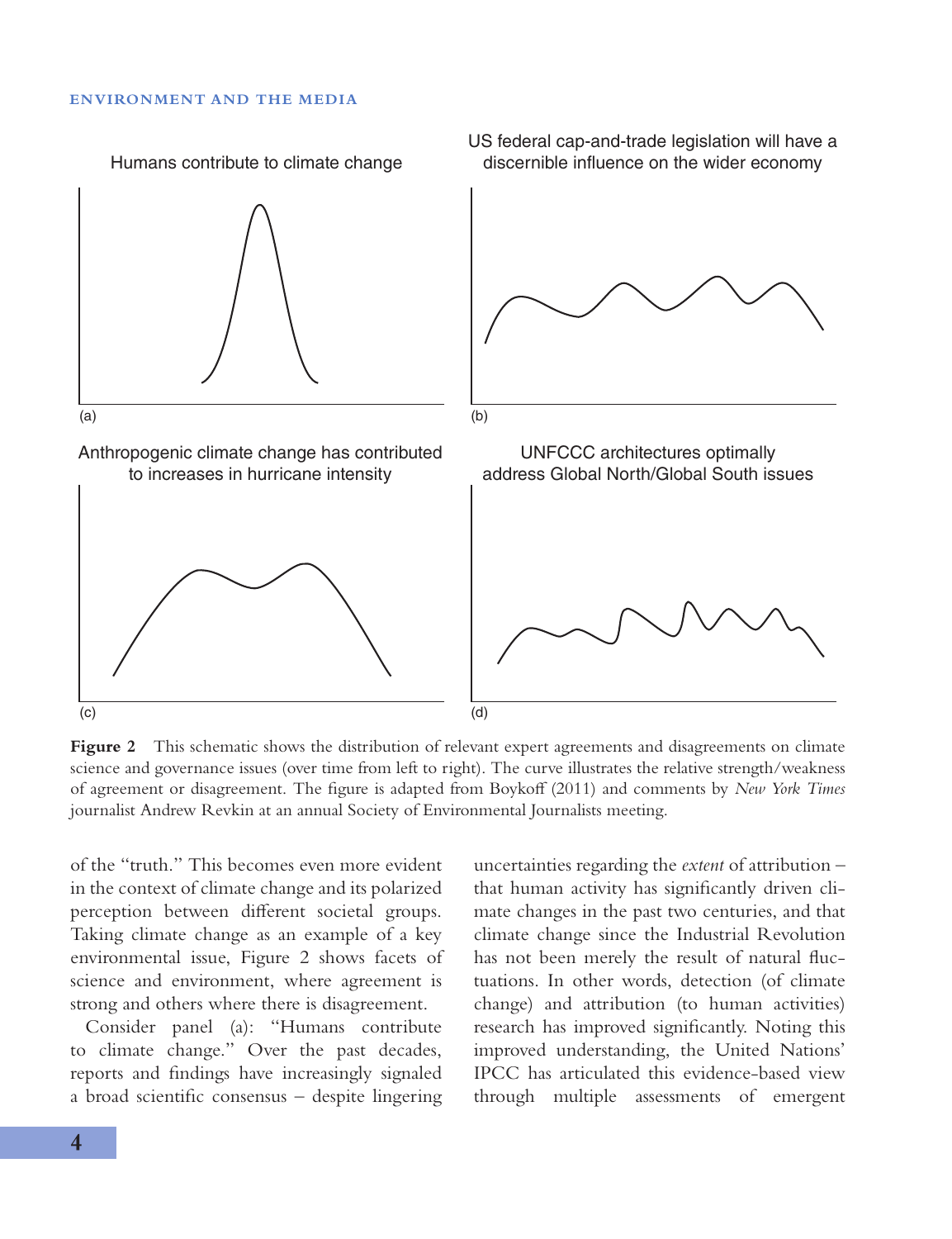Humans contribute to climate change

(a)

US federal cap-and-trade legislation will have a discernible influence on the wider economy

(b)

Anthropogenic climate change has contributed to increases in hurricane intensity

(c)

UNFCCC architectures optimally address Global North/Global South issues

(d)

**Figure 2** This schematic shows the distribution of relevant expert agreements and disagreements on climate science and governance issues (over time from left to right). The curve illustrates the relative strength/weakness of agreement or disagreement. The figure is adapted from Boykoff (2011) and comments by *New York Times* journalist Andrew Revkin at an annual Society of Environmental Journalists meeting.

of the "truth." This becomes even more evident in the context of climate change and its polarized perception between different societal groups. Taking climate change as an example of a key environmental issue, Figure 2 shows facets of science and environment, where agreement is strong and others where there is disagreement.

Consider panel (a): "Humans contribute to climate change." Over the past decades, reports and findings have increasingly signaled a broad scientific consensus – despite lingering uncertainties regarding the *extent* of attribution – that human activity has significantly driven climate changes in the past two centuries, and that climate change since the Industrial Revolution has not been merely the result of natural fluctuations. In other words, detection (of climate change) and attribution (to human activities) research has improved significantly. Noting this improved understanding, the United Nations' IPCC has articulated this evidence-based view through multiple assessments of emergent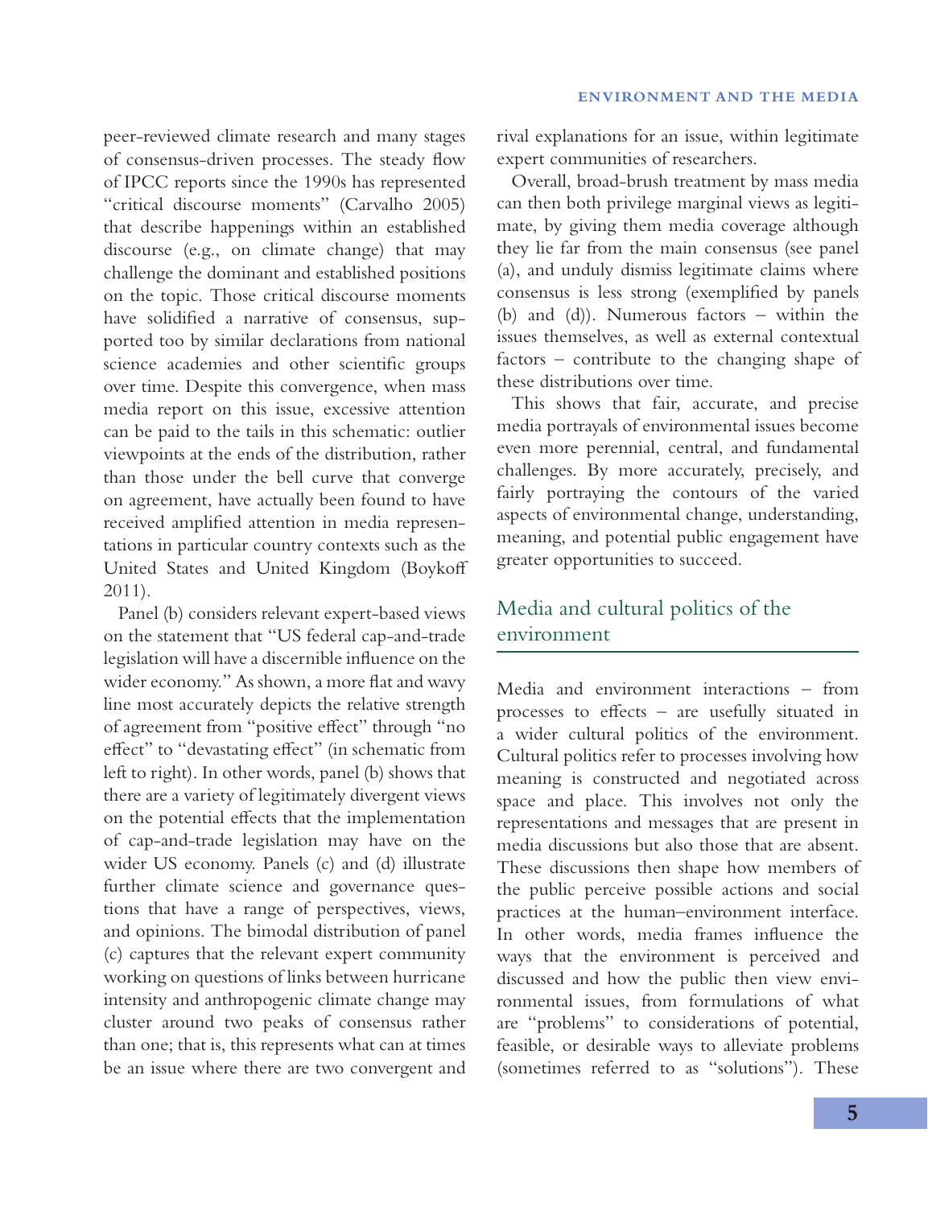peer-reviewed climate research and many stages of consensus-driven processes. The steady flow of IPCC reports since the 1990s has represented "critical discourse moments" (Carvalho 2005) that describe happenings within an established discourse (e.g., on climate change) that may challenge the dominant and established positions on the topic. Those critical discourse moments have solidified a narrative of consensus, supported too by similar declarations from national science academies and other scientific groups over time. Despite this convergence, when mass media report on this issue, excessive attention can be paid to the tails in this schematic: outlier viewpoints at the ends of the distribution, rather than those under the bell curve that converge on agreement, have actually been found to have received amplified attention in media representations in particular country contexts such as the United States and United Kingdom (Boykoff 2011).

Panel (b) considers relevant expert-based views on the statement that "US federal cap-and-trade legislation will have a discernible influence on the wider economy." As shown, a more flat and wavy line most accurately depicts the relative strength of agreement from "positive effect" through "no effect" to "devastating effect" (in schematic from left to right). In other words, panel (b) shows that there are a variety of legitimately divergent views on the potential effects that the implementation of cap-and-trade legislation may have on the wider US economy. Panels (c) and (d) illustrate further climate science and governance questions that have a range of perspectives, views, and opinions. The bimodal distribution of panel (c) captures that the relevant expert community working on questions of links between hurricane intensity and anthropogenic climate change may cluster around two peaks of consensus rather than one; that is, this represents what can at times be an issue where there are two convergent and rival explanations for an issue, within legitimate expert communities of researchers.

Overall, broad-brush treatment by mass media can then both privilege marginal views as legitimate, by giving them media coverage although they lie far from the main consensus (see panel (a), and unduly dismiss legitimate claims where consensus is less strong (exemplified by panels (b) and (d)). Numerous factors – within the issues themselves, as well as external contextual factors – contribute to the changing shape of these distributions over time.

This shows that fair, accurate, and precise media portrayals of environmental issues become even more perennial, central, and fundamental challenges. By more accurately, precisely, and fairly portraying the contours of the varied aspects of environmental change, understanding, meaning, and potential public engagement have greater opportunities to succeed.

## Media and cultural politics of the environment

Media and environment interactions – from processes to effects – are usefully situated in a wider cultural politics of the environment. Cultural politics refer to processes involving how meaning is constructed and negotiated across space and place. This involves not only the representations and messages that are present in media discussions but also those that are absent. These discussions then shape how members of the public perceive possible actions and social practices at the human–environment interface. In other words, media frames influence the ways that the environment is perceived and discussed and how the public then view environmental issues, from formulations of what are "problems" to considerations of potential, feasible, or desirable ways to alleviate problems (sometimes referred to as "solutions"). These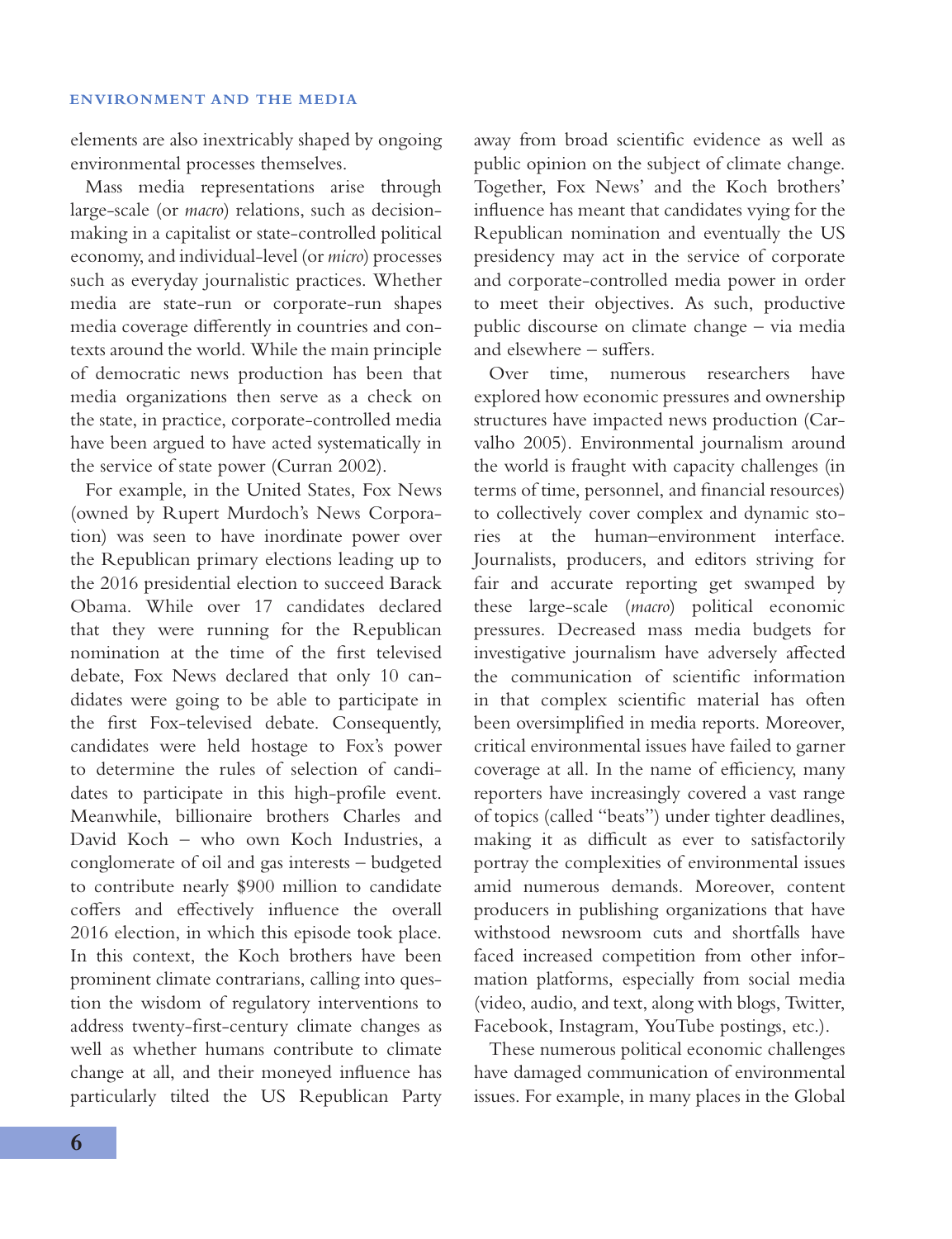elements are also inextricably shaped by ongoing environmental processes themselves.

Mass media representations arise through large-scale (or *macro*) relations, such as decision-making in a capitalist or state-controlled political economy, and individual-level (or *micro*) processes such as everyday journalistic practices. Whether media are state-run or corporate-run shapes media coverage differently in countries and contexts around the world. While the main principle of democratic news production has been that media organizations then serve as a check on the state, in practice, corporate-controlled media have been argued to have acted systematically in the service of state power (Curran 2002).

For example, in the United States, Fox News (owned by Rupert Murdoch's News Corporation) was seen to have inordinate power over the Republican primary elections leading up to the 2016 presidential election to succeed Barack Obama. While over 17 candidates declared that they were running for the Republican nomination at the time of the first televised debate, Fox News declared that only 10 candidates were going to be able to participate in the first Fox-televised debate. Consequently, candidates were held hostage to Fox's power to determine the rules of selection of candidates to participate in this high-profile event. Meanwhile, billionaire brothers Charles and David Koch – who own Koch Industries, a conglomerate of oil and gas interests – budgeted to contribute nearly $900 million to candidate coffers and effectively influence the overall 2016 election, in which this episode took place. In this context, the Koch brothers have been prominent climate contrarians, calling into question the wisdom of regulatory interventions to address twenty-first-century climate changes as well as whether humans contribute to climate change at all, and their moneyed influence has particularly tilted the US Republican Party away from broad scientific evidence as well as public opinion on the subject of climate change. Together, Fox News' and the Koch brothers' influence has meant that candidates vying for the Republican nomination and eventually the US presidency may act in the service of corporate and corporate-controlled media power in order to meet their objectives. As such, productive public discourse on climate change – via media and elsewhere – suffers.

Over time, numerous researchers have explored how economic pressures and ownership structures have impacted news production (Carvalho 2005). Environmental journalism around the world is fraught with capacity challenges (in terms of time, personnel, and financial resources) to collectively cover complex and dynamic stories at the human–environment interface. Journalists, producers, and editors striving for fair and accurate reporting get swamped by these large-scale (*macro*) political economic pressures. Decreased mass media budgets for investigative journalism have adversely affected the communication of scientific information in that complex scientific material has often been oversimplified in media reports. Moreover, critical environmental issues have failed to garner coverage at all. In the name of efficiency, many reporters have increasingly covered a vast range of topics (called "beats") under tighter deadlines, making it as difficult as ever to satisfactorily portray the complexities of environmental issues amid numerous demands. Moreover, content producers in publishing organizations that have withstood newsroom cuts and shortfalls have faced increased competition from other information platforms, especially from social media (video, audio, and text, along with blogs, Twitter, Facebook, Instagram, YouTube postings, etc.).

These numerous political economic challenges have damaged communication of environmental issues. For example, in many places in the Global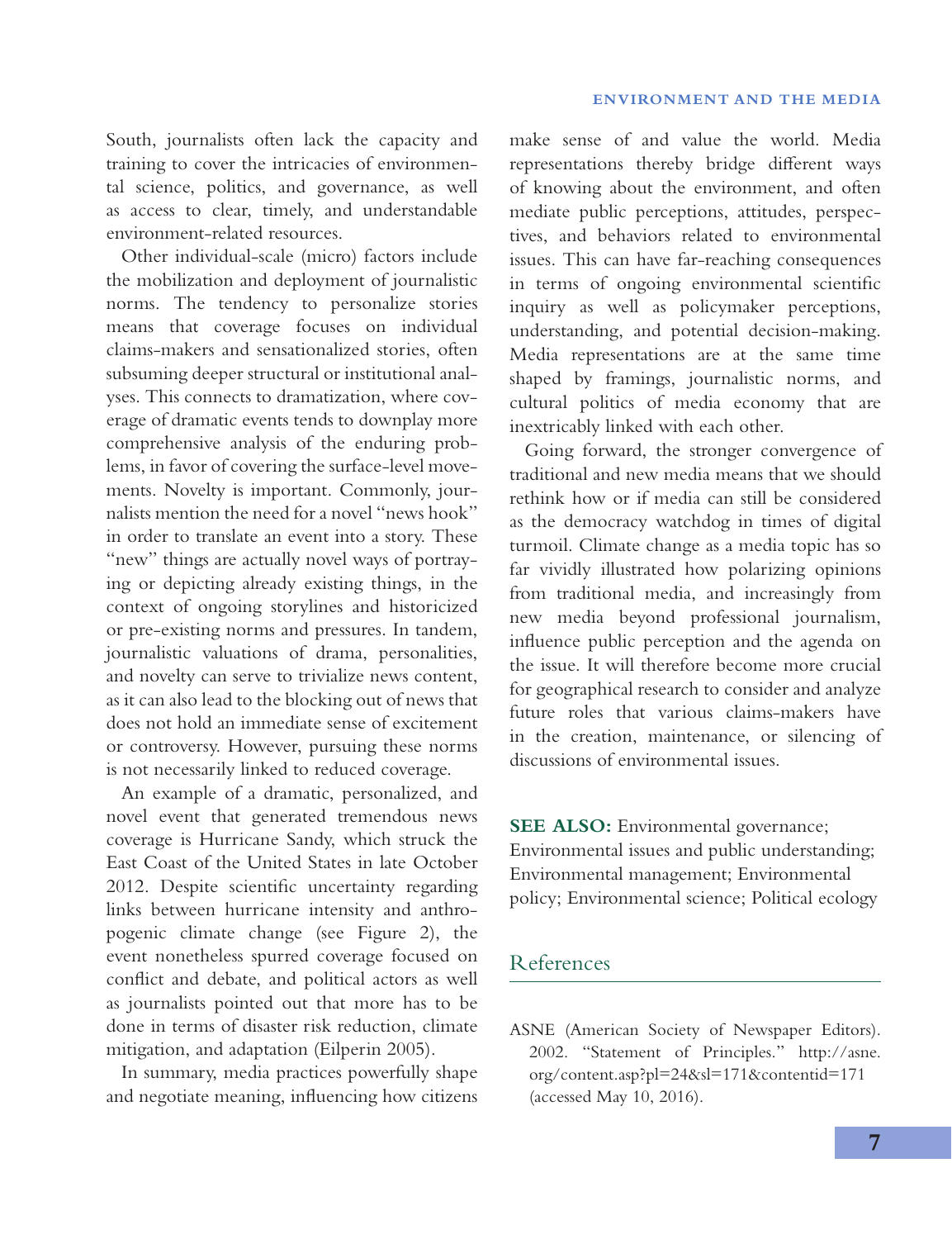South, journalists often lack the capacity and training to cover the intricacies of environmental science, politics, and governance, as well as access to clear, timely, and understandable environment-related resources.

Other individual-scale (micro) factors include the mobilization and deployment of journalistic norms. The tendency to personalize stories means that coverage focuses on individual claims-makers and sensationalized stories, often subsuming deeper structural or institutional analyses. This connects to dramatization, where coverage of dramatic events tends to downplay more comprehensive analysis of the enduring problems, in favor of covering the surface-level movements. Novelty is important. Commonly, journalists mention the need for a novel "news hook" in order to translate an event into a story. These "new" things are actually novel ways of portraying or depicting already existing things, in the context of ongoing storylines and historicized or pre-existing norms and pressures. In tandem, journalistic valuations of drama, personalities, and novelty can serve to trivialize news content, as it can also lead to the blocking out of news that does not hold an immediate sense of excitement or controversy. However, pursuing these norms is not necessarily linked to reduced coverage.

An example of a dramatic, personalized, and novel event that generated tremendous news coverage is Hurricane Sandy, which struck the East Coast of the United States in late October 2012. Despite scientific uncertainty regarding links between hurricane intensity and anthropogenic climate change (see Figure 2), the event nonetheless spurred coverage focused on conflict and debate, and political actors as well as journalists pointed out that more has to be done in terms of disaster risk reduction, climate mitigation, and adaptation (Eilperin 2005).

In summary, media practices powerfully shape and negotiate meaning, influencing how citizens make sense of and value the world. Media representations thereby bridge different ways of knowing about the environment, and often mediate public perceptions, attitudes, perspectives, and behaviors related to environmental issues. This can have far-reaching consequences in terms of ongoing environmental scientific inquiry as well as policymaker perceptions, understanding, and potential decision-making. Media representations are at the same time shaped by framings, journalistic norms, and cultural politics of media economy that are inextricably linked with each other.

Going forward, the stronger convergence of traditional and new media means that we should rethink how or if media can still be considered as the democracy watchdog in times of digital turmoil. Climate change as a media topic has so far vividly illustrated how polarizing opinions from traditional media, and increasingly from new media beyond professional journalism, influence public perception and the agenda on the issue. It will therefore become more crucial for geographical research to consider and analyze future roles that various claims-makers have in the creation, maintenance, or silencing of discussions of environmental issues.

**SEE ALSO:** Environmental governance; Environmental issues and public understanding; Environmental management; Environmental policy; Environmental science; Political ecology

## References

ASNE (American Society of Newspaper Editors). 2002. "Statement of Principles." http://asne.org/content.asp?pl=24&sl=171&contentid=171 (accessed May 10, 2016).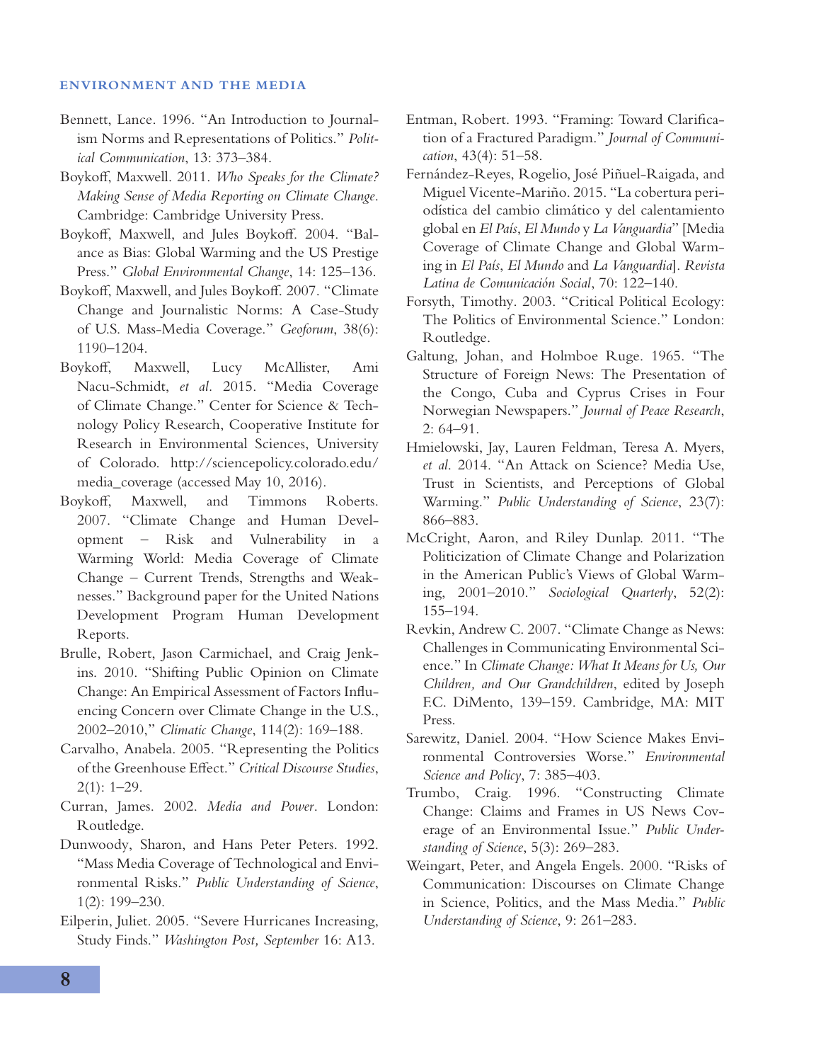Bennett, Lance. 1996. "An Introduction to Journalism Norms and Representations of Politics." *Political Communication*, 13: 373–384.

Boykoff, Maxwell. 2011. *Who Speaks for the Climate? Making Sense of Media Reporting on Climate Change*. Cambridge: Cambridge University Press.

Boykoff, Maxwell, and Jules Boykoff. 2004. "Balance as Bias: Global Warming and the US Prestige Press." *Global Environmental Change*, 14: 125–136.

Boykoff, Maxwell, and Jules Boykoff. 2007. "Climate Change and Journalistic Norms: A Case-Study of U.S. Mass-Media Coverage." *Geoforum*, 38(6): 1190–1204.

Boykoff, Maxwell, Lucy McAllister, Ami Nacu-Schmidt, *et al*. 2015. "Media Coverage of Climate Change." Center for Science & Technology Policy Research, Cooperative Institute for Research in Environmental Sciences, University of Colorado. http://sciencepolicy.colorado.edu/media_coverage (accessed May 10, 2016).

Boykoff, Maxwell, and Timmons Roberts. 2007. "Climate Change and Human Development – Risk and Vulnerability in a Warming World: Media Coverage of Climate Change – Current Trends, Strengths and Weaknesses." Background paper for the United Nations Development Program Human Development Reports.

Brulle, Robert, Jason Carmichael, and Craig Jenkins. 2010. "Shifting Public Opinion on Climate Change: An Empirical Assessment of Factors Influencing Concern over Climate Change in the U.S., 2002–2010," *Climatic Change*, 114(2): 169–188.

Carvalho, Anabela. 2005. "Representing the Politics of the Greenhouse Effect." *Critical Discourse Studies*, 2(1): 1–29.

Curran, James. 2002. *Media and Power*. London: Routledge.

Dunwoody, Sharon, and Hans Peter Peters. 1992. "Mass Media Coverage of Technological and Environmental Risks." *Public Understanding of Science*, 1(2): 199–230.

Eilperin, Juliet. 2005. "Severe Hurricanes Increasing, Study Finds." *Washington Post, September* 16: A13.

Entman, Robert. 1993. "Framing: Toward Clarification of a Fractured Paradigm." *Journal of Communication*, 43(4): 51–58.

Fernández-Reyes, Rogelio, José Piñuel-Raigada, and Miguel Vicente-Mariño. 2015. "La cobertura periodística del cambio climático y del calentamiento global en *El País*, *El Mundo* y *La Vanguardia*" [Media Coverage of Climate Change and Global Warming in *El País*, *El Mundo* and *La Vanguardia*]. *Revista Latina de Comunicación Social*, 70: 122–140.

Forsyth, Timothy. 2003. "Critical Political Ecology: The Politics of Environmental Science." London: Routledge.

Galtung, Johan, and Holmboe Ruge. 1965. "The Structure of Foreign News: The Presentation of the Congo, Cuba and Cyprus Crises in Four Norwegian Newspapers." *Journal of Peace Research*, 2: 64–91.

Hmielowski, Jay, Lauren Feldman, Teresa A. Myers, *et al*. 2014. "An Attack on Science? Media Use, Trust in Scientists, and Perceptions of Global Warming." *Public Understanding of Science*, 23(7): 866–883.

McCright, Aaron, and Riley Dunlap. 2011. "The Politicization of Climate Change and Polarization in the American Public's Views of Global Warming, 2001–2010." *Sociological Quarterly*, 52(2): 155–194.

Revkin, Andrew C. 2007. "Climate Change as News: Challenges in Communicating Environmental Science." In *Climate Change: What It Means for Us, Our Children, and Our Grandchildren*, edited by Joseph F.C. DiMento, 139–159. Cambridge, MA: MIT Press.

Sarewitz, Daniel. 2004. "How Science Makes Environmental Controversies Worse." *Environmental Science and Policy*, 7: 385–403.

Trumbo, Craig. 1996. "Constructing Climate Change: Claims and Frames in US News Coverage of an Environmental Issue." *Public Understanding of Science*, 5(3): 269–283.

Weingart, Peter, and Angela Engels. 2000. "Risks of Communication: Discourses on Climate Change in Science, Politics, and the Mass Media." *Public Understanding of Science*, 9: 261–283.